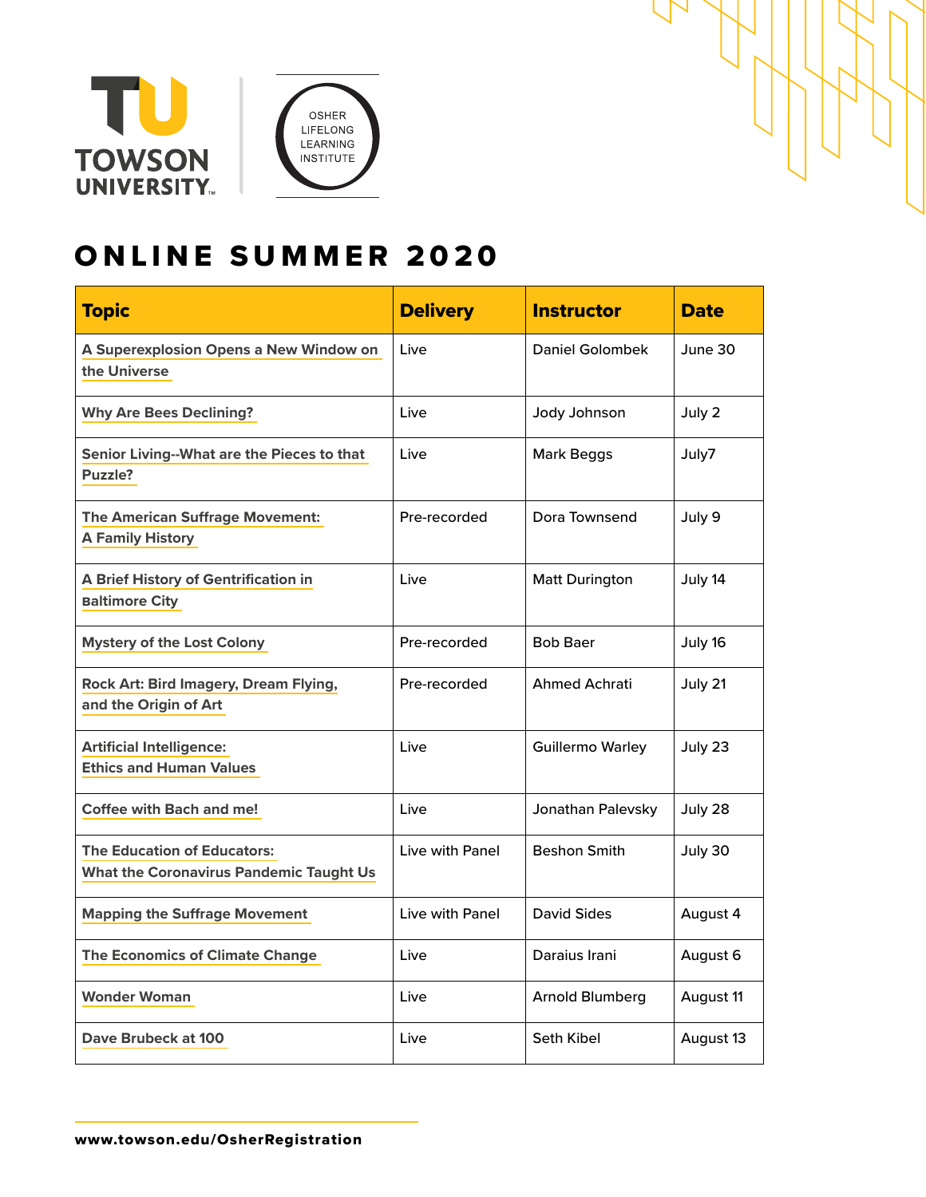TOWSON UNIVERSITY

OSHER LIFELONG LEARNING INSTITUTE

# ONLINE SUMMER 2020

| Topic | Delivery | Instructor | Date |
|---|---|---|---|
| A Superexplosion Opens a New Window on the Universe | Live | Daniel Golombek | June 30 |
| Why Are Bees Declining? | Live | Jody Johnson | July 2 |
| Senior Living--What are the Pieces to that Puzzle? | Live | Mark Beggs | July7 |
| The American Suffrage Movement: A Family History | Pre-recorded | Dora Townsend | July 9 |
| A Brief History of Gentrification in Baltimore City | Live | Matt Durington | July 14 |
| Mystery of the Lost Colony | Pre-recorded | Bob Baer | July 16 |
| Rock Art: Bird Imagery, Dream Flying, and the Origin of Art | Pre-recorded | Ahmed Achrati | July 21 |
| Artificial Intelligence: Ethics and Human Values | Live | Guillermo Warley | July 23 |
| Coffee with Bach and me! | Live | Jonathan Palevsky | July 28 |
| The Education of Educators: What the Coronavirus Pandemic Taught Us | Live with Panel | Beshon Smith | July 30 |
| Mapping the Suffrage Movement | Live with Panel | David Sides | August 4 |
| The Economics of Climate Change | Live | Daraius Irani | August 6 |
| Wonder Woman | Live | Arnold Blumberg | August 11 |
| Dave Brubeck at 100 | Live | Seth Kibel | August 13 |

**www.towson.edu/OsherRegistration**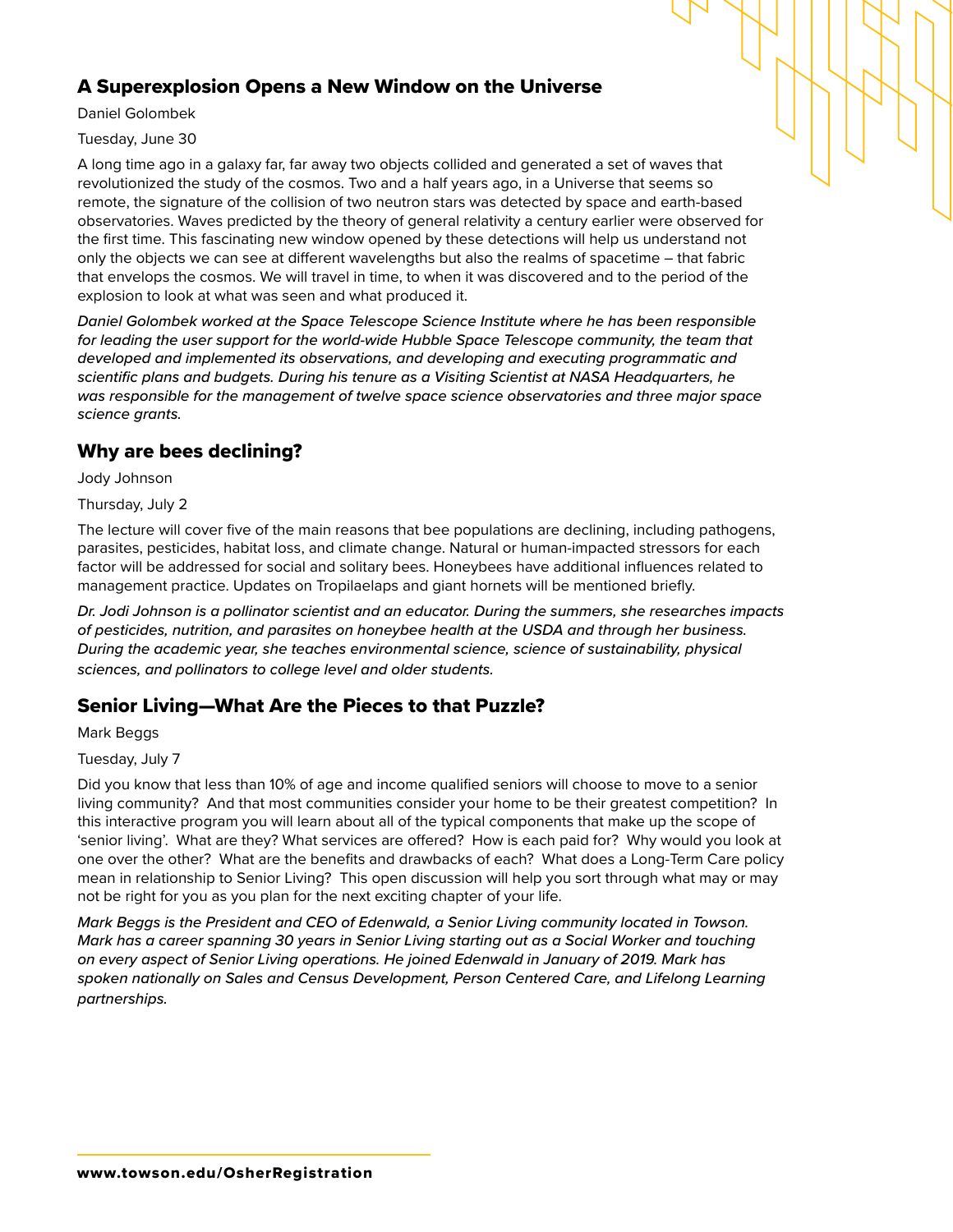## A Superexplosion Opens a New Window on the Universe

Daniel Golombek

Tuesday, June 30

A long time ago in a galaxy far, far away two objects collided and generated a set of waves that revolutionized the study of the cosmos. Two and a half years ago, in a Universe that seems so remote, the signature of the collision of two neutron stars was detected by space and earth-based observatories. Waves predicted by the theory of general relativity a century earlier were observed for the first time. This fascinating new window opened by these detections will help us understand not only the objects we can see at different wavelengths but also the realms of spacetime – that fabric that envelops the cosmos. We will travel in time, to when it was discovered and to the period of the explosion to look at what was seen and what produced it.

*Daniel Golombek worked at the Space Telescope Science Institute where he has been responsible for leading the user support for the world-wide Hubble Space Telescope community, the team that developed and implemented its observations, and developing and executing programmatic and scientific plans and budgets. During his tenure as a Visiting Scientist at NASA Headquarters, he was responsible for the management of twelve space science observatories and three major space science grants.*

## Why are bees declining?

Jody Johnson

Thursday, July 2

The lecture will cover five of the main reasons that bee populations are declining, including pathogens, parasites, pesticides, habitat loss, and climate change. Natural or human-impacted stressors for each factor will be addressed for social and solitary bees. Honeybees have additional influences related to management practice. Updates on Tropilaelaps and giant hornets will be mentioned briefly.

*Dr. Jodi Johnson is a pollinator scientist and an educator. During the summers, she researches impacts of pesticides, nutrition, and parasites on honeybee health at the USDA and through her business. During the academic year, she teaches environmental science, science of sustainability, physical sciences, and pollinators to college level and older students.*

## Senior Living—What Are the Pieces to that Puzzle?

Mark Beggs

Tuesday, July 7

Did you know that less than 10% of age and income qualified seniors will choose to move to a senior living community? And that most communities consider your home to be their greatest competition? In this interactive program you will learn about all of the typical components that make up the scope of 'senior living'. What are they? What services are offered? How is each paid for? Why would you look at one over the other? What are the benefits and drawbacks of each? What does a Long-Term Care policy mean in relationship to Senior Living? This open discussion will help you sort through what may or may not be right for you as you plan for the next exciting chapter of your life.

*Mark Beggs is the President and CEO of Edenwald, a Senior Living community located in Towson. Mark has a career spanning 30 years in Senior Living starting out as a Social Worker and touching on every aspect of Senior Living operations. He joined Edenwald in January of 2019. Mark has spoken nationally on Sales and Census Development, Person Centered Care, and Lifelong Learning partnerships.*

**www.towson.edu/OsherRegistration**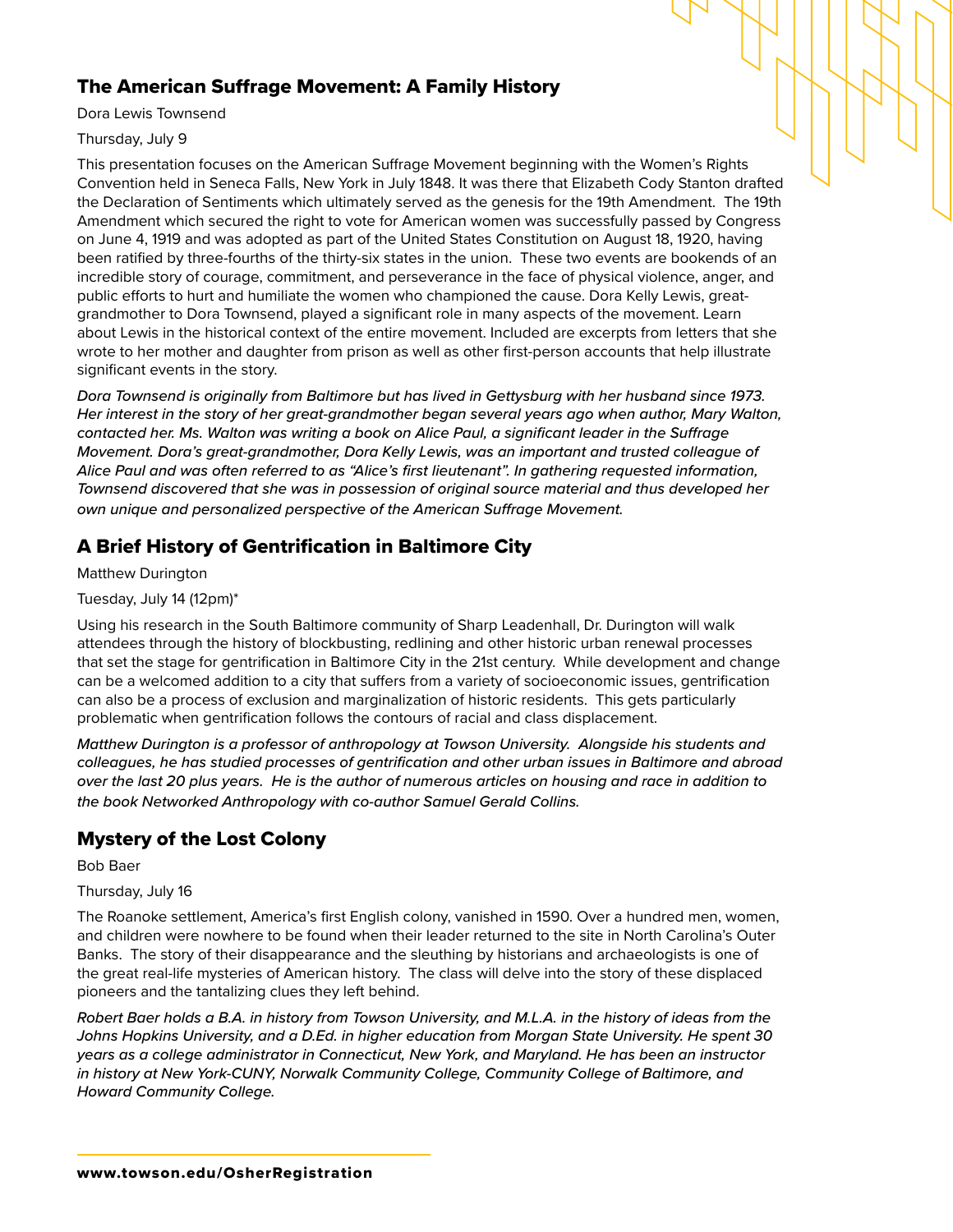## The American Suffrage Movement: A Family History

Dora Lewis Townsend

Thursday, July 9

This presentation focuses on the American Suffrage Movement beginning with the Women's Rights Convention held in Seneca Falls, New York in July 1848. It was there that Elizabeth Cody Stanton drafted the Declaration of Sentiments which ultimately served as the genesis for the 19th Amendment. The 19th Amendment which secured the right to vote for American women was successfully passed by Congress on June 4, 1919 and was adopted as part of the United States Constitution on August 18, 1920, having been ratified by three-fourths of the thirty-six states in the union. These two events are bookends of an incredible story of courage, commitment, and perseverance in the face of physical violence, anger, and public efforts to hurt and humiliate the women who championed the cause. Dora Kelly Lewis, great-grandmother to Dora Townsend, played a significant role in many aspects of the movement. Learn about Lewis in the historical context of the entire movement. Included are excerpts from letters that she wrote to her mother and daughter from prison as well as other first-person accounts that help illustrate significant events in the story.

*Dora Townsend is originally from Baltimore but has lived in Gettysburg with her husband since 1973. Her interest in the story of her great-grandmother began several years ago when author, Mary Walton, contacted her. Ms. Walton was writing a book on Alice Paul, a significant leader in the Suffrage Movement. Dora's great-grandmother, Dora Kelly Lewis, was an important and trusted colleague of Alice Paul and was often referred to as "Alice's first lieutenant". In gathering requested information, Townsend discovered that she was in possession of original source material and thus developed her own unique and personalized perspective of the American Suffrage Movement.*

## A Brief History of Gentrification in Baltimore City

Matthew Durington

Tuesday, July 14 (12pm)*

Using his research in the South Baltimore community of Sharp Leadenhall, Dr. Durington will walk attendees through the history of blockbusting, redlining and other historic urban renewal processes that set the stage for gentrification in Baltimore City in the 21st century. While development and change can be a welcomed addition to a city that suffers from a variety of socioeconomic issues, gentrification can also be a process of exclusion and marginalization of historic residents. This gets particularly problematic when gentrification follows the contours of racial and class displacement.

*Matthew Durington is a professor of anthropology at Towson University. Alongside his students and colleagues, he has studied processes of gentrification and other urban issues in Baltimore and abroad over the last 20 plus years. He is the author of numerous articles on housing and race in addition to the book Networked Anthropology with co-author Samuel Gerald Collins.*

## Mystery of the Lost Colony

Bob Baer

Thursday, July 16

The Roanoke settlement, America's first English colony, vanished in 1590. Over a hundred men, women, and children were nowhere to be found when their leader returned to the site in North Carolina's Outer Banks. The story of their disappearance and the sleuthing by historians and archaeologists is one of the great real-life mysteries of American history. The class will delve into the story of these displaced pioneers and the tantalizing clues they left behind.

*Robert Baer holds a B.A. in history from Towson University, and M.L.A. in the history of ideas from the Johns Hopkins University, and a D.Ed. in higher education from Morgan State University. He spent 30 years as a college administrator in Connecticut, New York, and Maryland. He has been an instructor in history at New York-CUNY, Norwalk Community College, Community College of Baltimore, and Howard Community College.*

**www.towson.edu/OsherRegistration**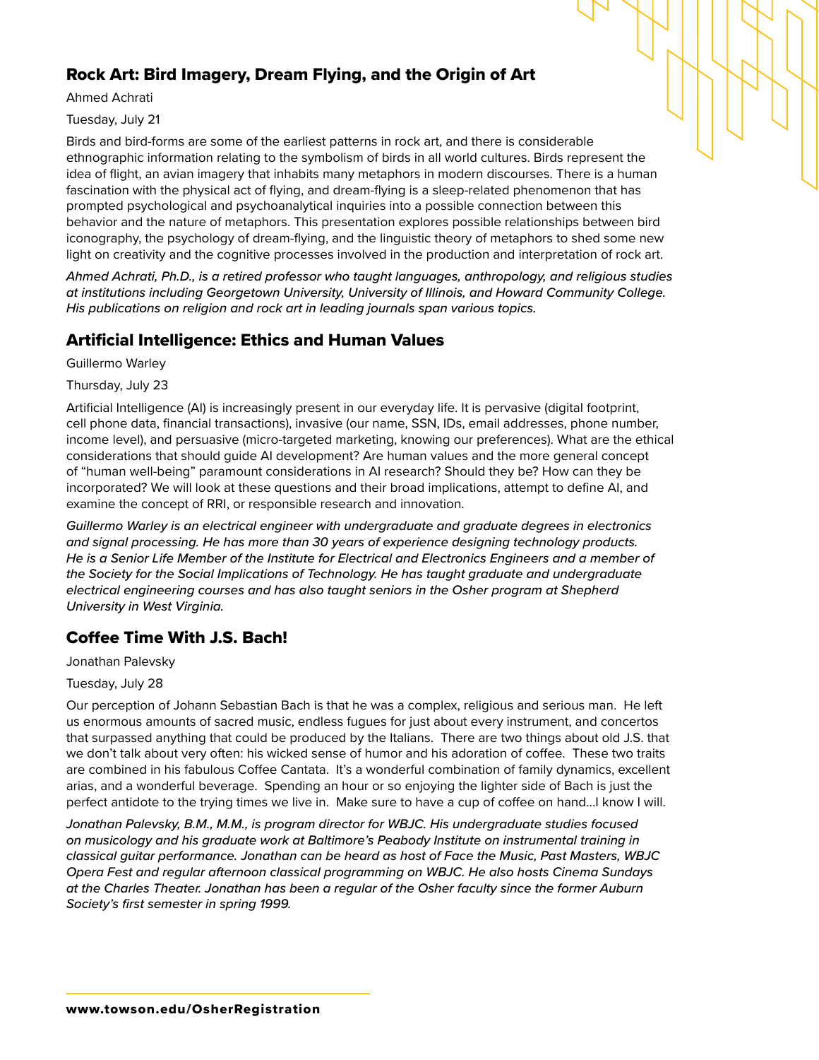## Rock Art: Bird Imagery, Dream Flying, and the Origin of Art

Ahmed Achrati

Tuesday, July 21

Birds and bird-forms are some of the earliest patterns in rock art, and there is considerable ethnographic information relating to the symbolism of birds in all world cultures. Birds represent the idea of flight, an avian imagery that inhabits many metaphors in modern discourses. There is a human fascination with the physical act of flying, and dream-flying is a sleep-related phenomenon that has prompted psychological and psychoanalytical inquiries into a possible connection between this behavior and the nature of metaphors. This presentation explores possible relationships between bird iconography, the psychology of dream-flying, and the linguistic theory of metaphors to shed some new light on creativity and the cognitive processes involved in the production and interpretation of rock art.

*Ahmed Achrati, Ph.D., is a retired professor who taught languages, anthropology, and religious studies at institutions including Georgetown University, University of Illinois, and Howard Community College. His publications on religion and rock art in leading journals span various topics.*

## Artificial Intelligence: Ethics and Human Values

Guillermo Warley

Thursday, July 23

Artificial Intelligence (AI) is increasingly present in our everyday life. It is pervasive (digital footprint, cell phone data, financial transactions), invasive (our name, SSN, IDs, email addresses, phone number, income level), and persuasive (micro-targeted marketing, knowing our preferences). What are the ethical considerations that should guide AI development? Are human values and the more general concept of "human well-being" paramount considerations in AI research? Should they be? How can they be incorporated? We will look at these questions and their broad implications, attempt to define AI, and examine the concept of RRI, or responsible research and innovation.

*Guillermo Warley is an electrical engineer with undergraduate and graduate degrees in electronics and signal processing. He has more than 30 years of experience designing technology products. He is a Senior Life Member of the Institute for Electrical and Electronics Engineers and a member of the Society for the Social Implications of Technology. He has taught graduate and undergraduate electrical engineering courses and has also taught seniors in the Osher program at Shepherd University in West Virginia.*

## Coffee Time With J.S. Bach!

Jonathan Palevsky

Tuesday, July 28

Our perception of Johann Sebastian Bach is that he was a complex, religious and serious man. He left us enormous amounts of sacred music, endless fugues for just about every instrument, and concertos that surpassed anything that could be produced by the Italians. There are two things about old J.S. that we don't talk about very often: his wicked sense of humor and his adoration of coffee. These two traits are combined in his fabulous Coffee Cantata. It's a wonderful combination of family dynamics, excellent arias, and a wonderful beverage. Spending an hour or so enjoying the lighter side of Bach is just the perfect antidote to the trying times we live in. Make sure to have a cup of coffee on hand…I know I will.

*Jonathan Palevsky, B.M., M.M., is program director for WBJC. His undergraduate studies focused on musicology and his graduate work at Baltimore's Peabody Institute on instrumental training in classical guitar performance. Jonathan can be heard as host of Face the Music, Past Masters, WBJC Opera Fest and regular afternoon classical programming on WBJC. He also hosts Cinema Sundays at the Charles Theater. Jonathan has been a regular of the Osher faculty since the former Auburn Society's first semester in spring 1999.*

**www.towson.edu/OsherRegistration**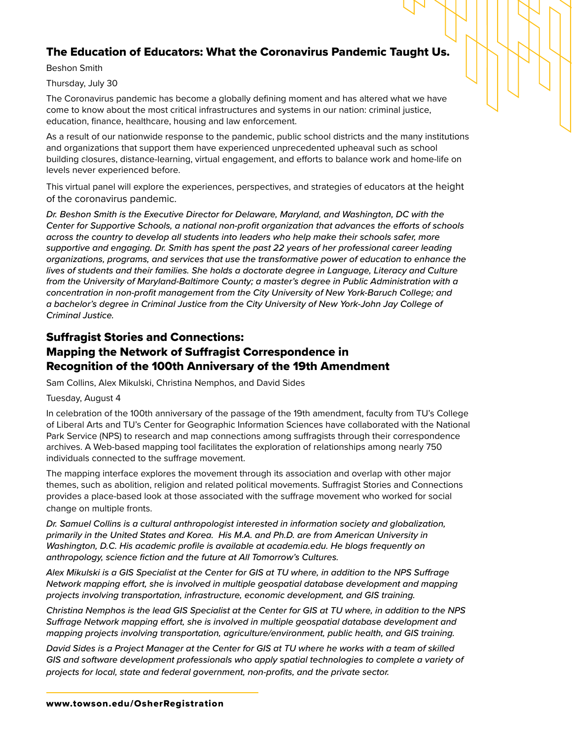## The Education of Educators: What the Coronavirus Pandemic Taught Us.

Beshon Smith

Thursday, July 30

The Coronavirus pandemic has become a globally defining moment and has altered what we have come to know about the most critical infrastructures and systems in our nation: criminal justice, education, finance, healthcare, housing and law enforcement.

As a result of our nationwide response to the pandemic, public school districts and the many institutions and organizations that support them have experienced unprecedented upheaval such as school building closures, distance-learning, virtual engagement, and efforts to balance work and home-life on levels never experienced before.

This virtual panel will explore the experiences, perspectives, and strategies of educators at the height of the coronavirus pandemic.

*Dr. Beshon Smith is the Executive Director for Delaware, Maryland, and Washington, DC with the Center for Supportive Schools, a national non-profit organization that advances the efforts of schools across the country to develop all students into leaders who help make their schools safer, more supportive and engaging. Dr. Smith has spent the past 22 years of her professional career leading organizations, programs, and services that use the transformative power of education to enhance the lives of students and their families. She holds a doctorate degree in Language, Literacy and Culture from the University of Maryland-Baltimore County; a master's degree in Public Administration with a concentration in non-profit management from the City University of New York-Baruch College; and a bachelor's degree in Criminal Justice from the City University of New York-John Jay College of Criminal Justice.*

## Suffragist Stories and Connections: Mapping the Network of Suffragist Correspondence in Recognition of the 100th Anniversary of the 19th Amendment

Sam Collins, Alex Mikulski, Christina Nemphos, and David Sides

Tuesday, August 4

In celebration of the 100th anniversary of the passage of the 19th amendment, faculty from TU's College of Liberal Arts and TU's Center for Geographic Information Sciences have collaborated with the National Park Service (NPS) to research and map connections among suffragists through their correspondence archives. A Web-based mapping tool facilitates the exploration of relationships among nearly 750 individuals connected to the suffrage movement.

The mapping interface explores the movement through its association and overlap with other major themes, such as abolition, religion and related political movements. Suffragist Stories and Connections provides a place-based look at those associated with the suffrage movement who worked for social change on multiple fronts.

*Dr. Samuel Collins is a cultural anthropologist interested in information society and globalization, primarily in the United States and Korea. His M.A. and Ph.D. are from American University in Washington, D.C. His academic profile is available at academia.edu. He blogs frequently on anthropology, science fiction and the future at All Tomorrow's Cultures.*

*Alex Mikulski is a GIS Specialist at the Center for GIS at TU where, in addition to the NPS Suffrage Network mapping effort, she is involved in multiple geospatial database development and mapping projects involving transportation, infrastructure, economic development, and GIS training.*

*Christina Nemphos is the lead GIS Specialist at the Center for GIS at TU where, in addition to the NPS Suffrage Network mapping effort, she is involved in multiple geospatial database development and mapping projects involving transportation, agriculture/environment, public health, and GIS training.*

*David Sides is a Project Manager at the Center for GIS at TU where he works with a team of skilled GIS and software development professionals who apply spatial technologies to complete a variety of projects for local, state and federal government, non-profits, and the private sector.*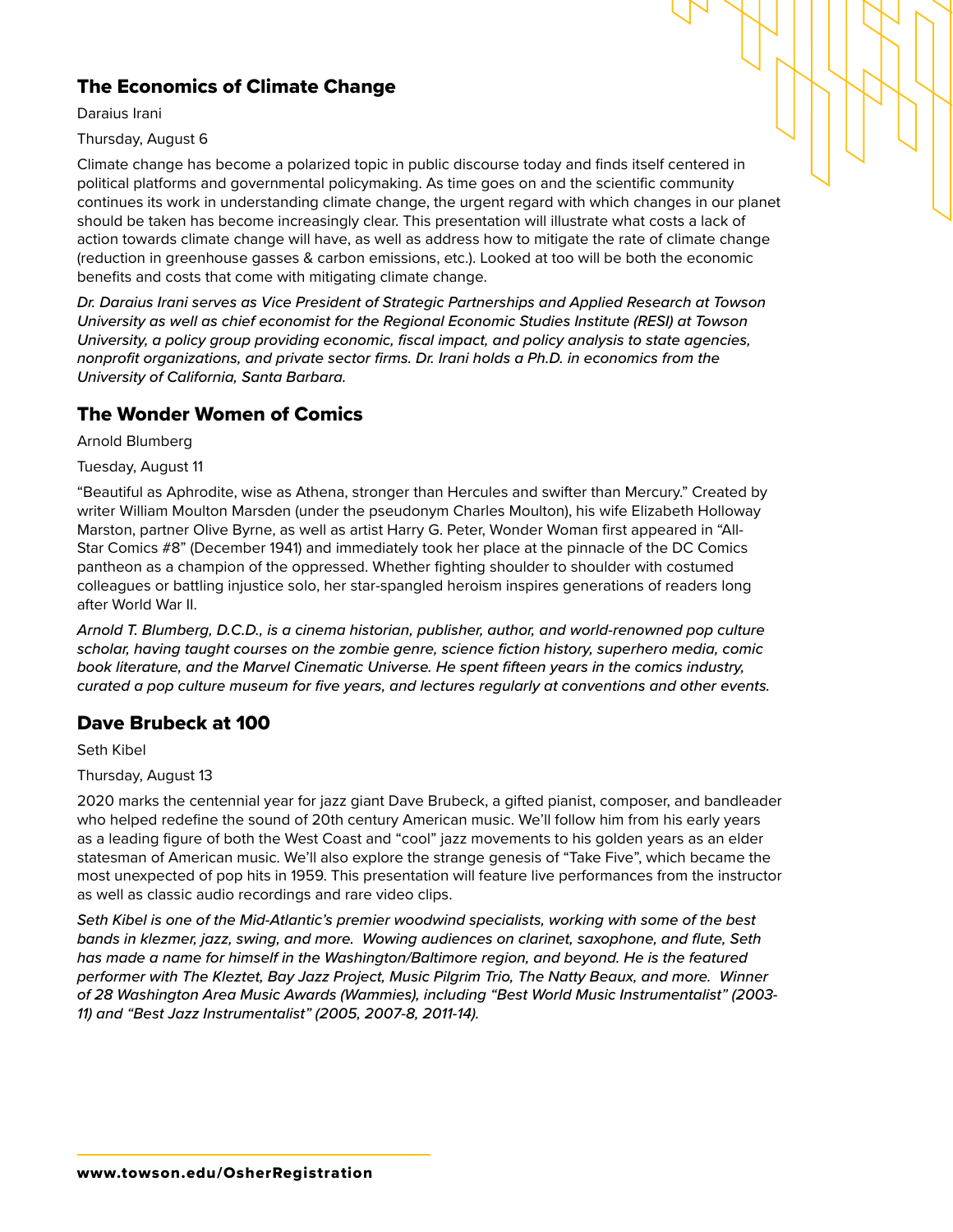## The Economics of Climate Change

Daraius Irani

Thursday, August 6

Climate change has become a polarized topic in public discourse today and finds itself centered in political platforms and governmental policymaking. As time goes on and the scientific community continues its work in understanding climate change, the urgent regard with which changes in our planet should be taken has become increasingly clear. This presentation will illustrate what costs a lack of action towards climate change will have, as well as address how to mitigate the rate of climate change (reduction in greenhouse gasses & carbon emissions, etc.). Looked at too will be both the economic benefits and costs that come with mitigating climate change.

*Dr. Daraius Irani serves as Vice President of Strategic Partnerships and Applied Research at Towson University as well as chief economist for the Regional Economic Studies Institute (RESI) at Towson University, a policy group providing economic, fiscal impact, and policy analysis to state agencies, nonprofit organizations, and private sector firms. Dr. Irani holds a Ph.D. in economics from the University of California, Santa Barbara.*

## The Wonder Women of Comics

Arnold Blumberg

Tuesday, August 11

"Beautiful as Aphrodite, wise as Athena, stronger than Hercules and swifter than Mercury." Created by writer William Moulton Marsden (under the pseudonym Charles Moulton), his wife Elizabeth Holloway Marston, partner Olive Byrne, as well as artist Harry G. Peter, Wonder Woman first appeared in "All-Star Comics #8" (December 1941) and immediately took her place at the pinnacle of the DC Comics pantheon as a champion of the oppressed. Whether fighting shoulder to shoulder with costumed colleagues or battling injustice solo, her star-spangled heroism inspires generations of readers long after World War II.

*Arnold T. Blumberg, D.C.D., is a cinema historian, publisher, author, and world-renowned pop culture scholar, having taught courses on the zombie genre, science fiction history, superhero media, comic book literature, and the Marvel Cinematic Universe. He spent fifteen years in the comics industry, curated a pop culture museum for five years, and lectures regularly at conventions and other events.*

## Dave Brubeck at 100

Seth Kibel

Thursday, August 13

2020 marks the centennial year for jazz giant Dave Brubeck, a gifted pianist, composer, and bandleader who helped redefine the sound of 20th century American music. We'll follow him from his early years as a leading figure of both the West Coast and "cool" jazz movements to his golden years as an elder statesman of American music. We'll also explore the strange genesis of "Take Five", which became the most unexpected of pop hits in 1959. This presentation will feature live performances from the instructor as well as classic audio recordings and rare video clips.

*Seth Kibel is one of the Mid-Atlantic's premier woodwind specialists, working with some of the best bands in klezmer, jazz, swing, and more. Wowing audiences on clarinet, saxophone, and flute, Seth has made a name for himself in the Washington/Baltimore region, and beyond. He is the featured performer with The Kleztet, Bay Jazz Project, Music Pilgrim Trio, The Natty Beaux, and more. Winner of 28 Washington Area Music Awards (Wammies), including "Best World Music Instrumentalist" (2003-11) and "Best Jazz Instrumentalist" (2005, 2007-8, 2011-14).*

**www.towson.edu/OsherRegistration**